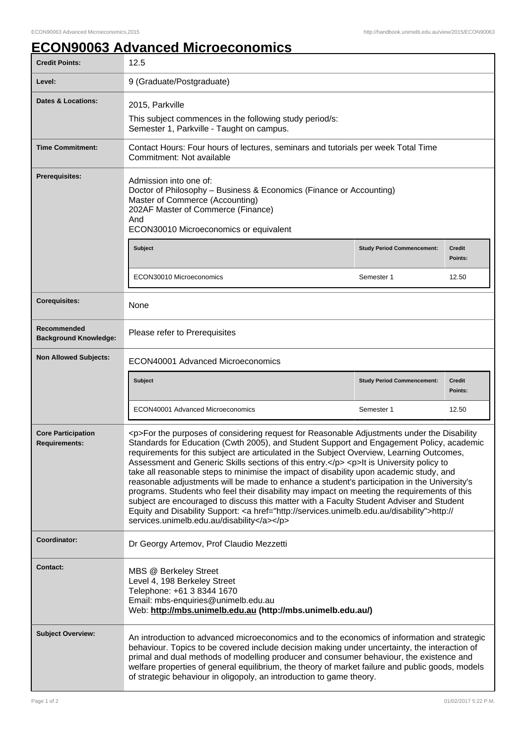# ECON90063 Advanced Microeconomics

| | |
|---|---|
| **Credit Points:** | 12.5 |
| **Level:** | 9 (Graduate/Postgraduate) |
| **Dates & Locations:** | 2015, Parkville<br>This subject commences in the following study period/s:<br>Semester 1, Parkville - Taught on campus. |
| **Time Commitment:** | Contact Hours: Four hours of lectures, seminars and tutorials per week Total Time Commitment: Not available |
| **Prerequisites:** | Admission into one of:<br>Doctor of Philosophy – Business & Economics (Finance or Accounting)<br>Master of Commerce (Accounting)<br>202AF Master of Commerce (Finance)<br>And<br>ECON30010 Microeconomics or equivalent<br><br>**Subject** / **Study Period Commencement:** / **Credit Points:**<br>ECON30010 Microeconomics / Semester 1 / 12.50 |
| **Corequisites:** | None |
| **Recommended Background Knowledge:** | Please refer to Prerequisites |
| **Non Allowed Subjects:** | ECON40001 Advanced Microeconomics<br><br>**Subject** / **Study Period Commencement:** / **Credit Points:**<br>ECON40001 Advanced Microeconomics / Semester 1 / 12.50 |
| **Core Participation Requirements:** | <p>For the purposes of considering request for Reasonable Adjustments under the Disability Standards for Education (Cwth 2005), and Student Support and Engagement Policy, academic requirements for this subject are articulated in the Subject Overview, Learning Outcomes, Assessment and Generic Skills sections of this entry.</p> <p>It is University policy to take all reasonable steps to minimise the impact of disability upon academic study, and reasonable adjustments will be made to enhance a student's participation in the University's programs. Students who feel their disability may impact on meeting the requirements of this subject are encouraged to discuss this matter with a Faculty Student Adviser and Student Equity and Disability Support: <a href="http://services.unimelb.edu.au/disability">http://services.unimelb.edu.au/disability</a></p> |
| **Coordinator:** | Dr Georgy Artemov, Prof Claudio Mezzetti |
| **Contact:** | MBS @ Berkeley Street<br>Level 4, 198 Berkeley Street<br>Telephone: +61 3 8344 1670<br>Email: mbs-enquiries@unimelb.edu.au<br>Web: **http://mbs.unimelb.edu.au (http://mbs.unimelb.edu.au/)** |
| **Subject Overview:** | An introduction to advanced microeconomics and to the economics of information and strategic behaviour. Topics to be covered include decision making under uncertainty, the interaction of primal and dual methods of modelling producer and consumer behaviour, the existence and welfare properties of general equilibrium, the theory of market failure and public goods, models of strategic behaviour in oligopoly, an introduction to game theory. |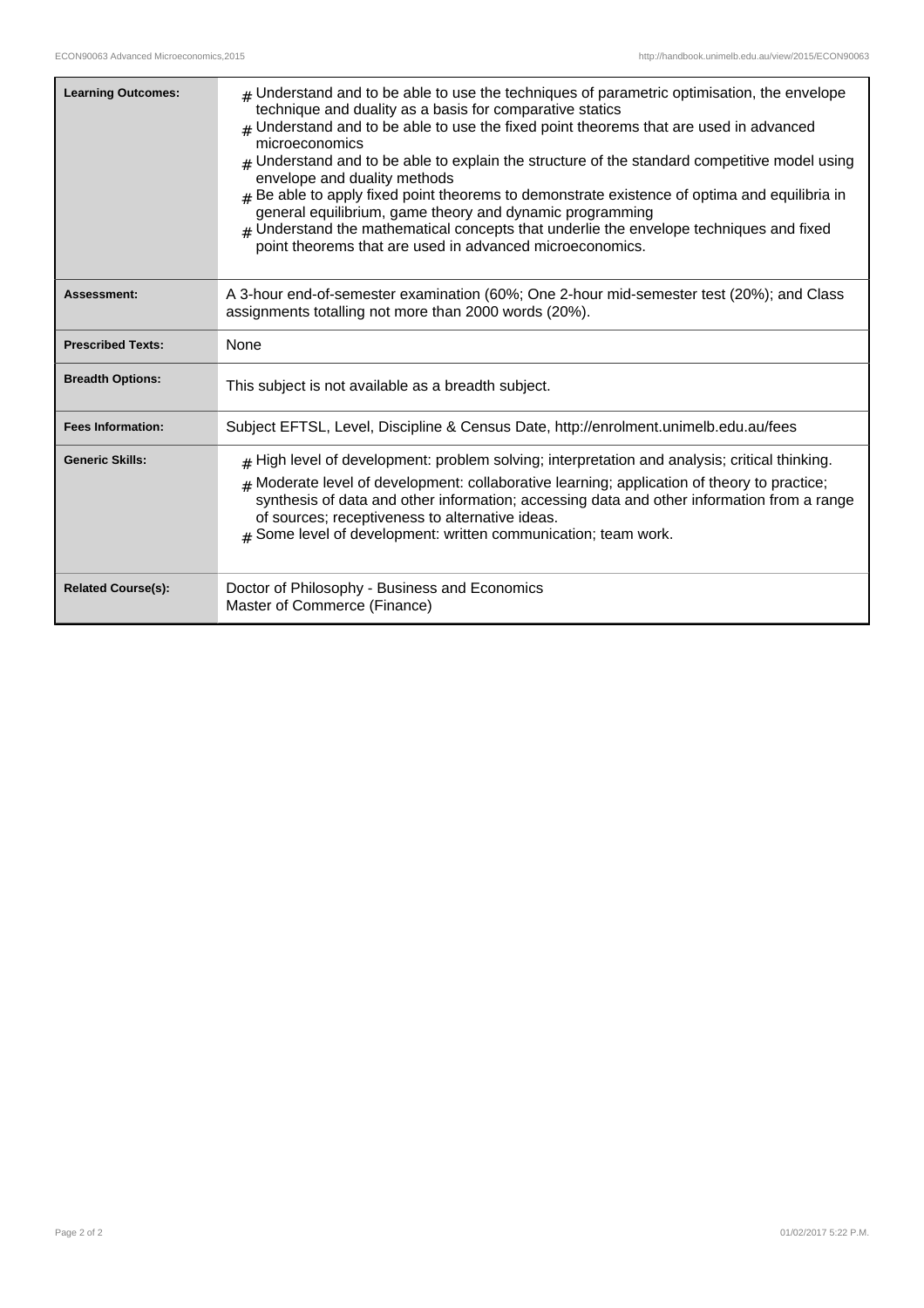| | |
|---|---|
| **Learning Outcomes:** | # Understand and to be able to use the techniques of parametric optimisation, the envelope technique and duality as a basis for comparative statics<br># Understand and to be able to use the fixed point theorems that are used in advanced microeconomics<br># Understand and to be able to explain the structure of the standard competitive model using envelope and duality methods<br># Be able to apply fixed point theorems to demonstrate existence of optima and equilibria in general equilibrium, game theory and dynamic programming<br># Understand the mathematical concepts that underlie the envelope techniques and fixed point theorems that are used in advanced microeconomics. |
| **Assessment:** | A 3-hour end-of-semester examination (60%; One 2-hour mid-semester test (20%); and Class assignments totalling not more than 2000 words (20%). |
| **Prescribed Texts:** | None |
| **Breadth Options:** | This subject is not available as a breadth subject. |
| **Fees Information:** | Subject EFTSL, Level, Discipline & Census Date, http://enrolment.unimelb.edu.au/fees |
| **Generic Skills:** | # High level of development: problem solving; interpretation and analysis; critical thinking.<br># Moderate level of development: collaborative learning; application of theory to practice; synthesis of data and other information; accessing data and other information from a range of sources; receptiveness to alternative ideas.<br># Some level of development: written communication; team work. |
| **Related Course(s):** | Doctor of Philosophy - Business and Economics<br>Master of Commerce (Finance) |